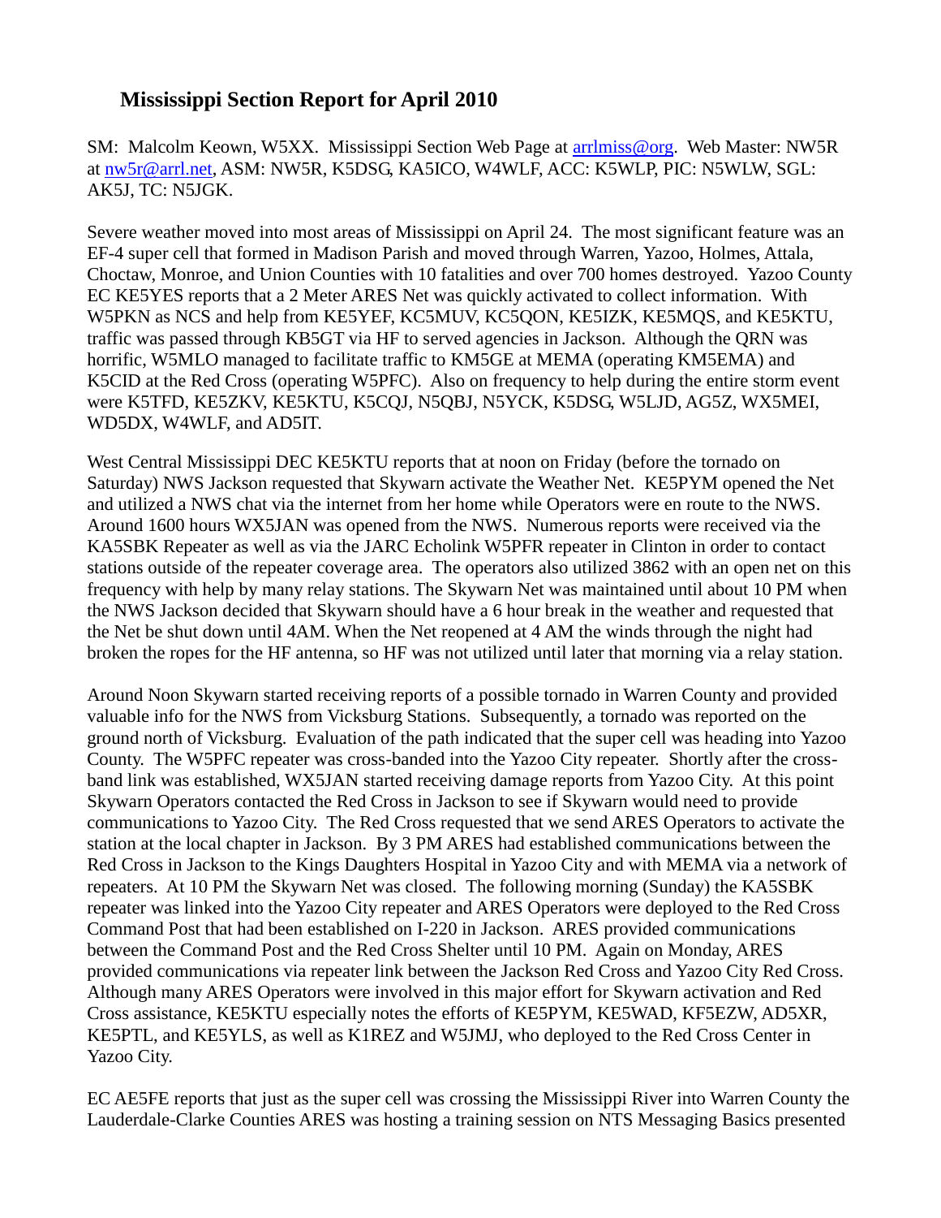## Mississippi Section Report for April 2010

SM: Malcolm Keown, W5XX. Mississippi Section Web Page at arrlmiss@org. Web Master: NW5R at nw5r@arrl.net, ASM: NW5R, K5DSG, KA5ICO, W4WLF, ACC: K5WLP, PIC: N5WLW, SGL: AK5J, TC: N5JGK.

Severe weather moved into most areas of Mississippi on April 24. The most significant feature was an EF-4 super cell that formed in Madison Parish and moved through Warren, Yazoo, Holmes, Attala, Choctaw, Monroe, and Union Counties with 10 fatalities and over 700 homes destroyed. Yazoo County EC KE5YES reports that a 2 Meter ARES Net was quickly activated to collect information. With W5PKN as NCS and help from KE5YEF, KC5MUV, KC5QON, KE5IZK, KE5MQS, and KE5KTU, traffic was passed through KB5GT via HF to served agencies in Jackson. Although the QRN was horrific, W5MLO managed to facilitate traffic to KM5GE at MEMA (operating KM5EMA) and K5CID at the Red Cross (operating W5PFC). Also on frequency to help during the entire storm event were K5TFD, KE5ZKV, KE5KTU, K5CQJ, N5QBJ, N5YCK, K5DSG, W5LJD, AG5Z, WX5MEI, WD5DX, W4WLF, and AD5IT.

West Central Mississippi DEC KE5KTU reports that at noon on Friday (before the tornado on Saturday) NWS Jackson requested that Skywarn activate the Weather Net. KE5PYM opened the Net and utilized a NWS chat via the internet from her home while Operators were en route to the NWS. Around 1600 hours WX5JAN was opened from the NWS. Numerous reports were received via the KA5SBK Repeater as well as via the JARC Echolink W5PFR repeater in Clinton in order to contact stations outside of the repeater coverage area. The operators also utilized 3862 with an open net on this frequency with help by many relay stations. The Skywarn Net was maintained until about 10 PM when the NWS Jackson decided that Skywarn should have a 6 hour break in the weather and requested that the Net be shut down until 4AM. When the Net reopened at 4 AM the winds through the night had broken the ropes for the HF antenna, so HF was not utilized until later that morning via a relay station.

Around Noon Skywarn started receiving reports of a possible tornado in Warren County and provided valuable info for the NWS from Vicksburg Stations. Subsequently, a tornado was reported on the ground north of Vicksburg. Evaluation of the path indicated that the super cell was heading into Yazoo County. The W5PFC repeater was cross-banded into the Yazoo City repeater. Shortly after the cross-band link was established, WX5JAN started receiving damage reports from Yazoo City. At this point Skywarn Operators contacted the Red Cross in Jackson to see if Skywarn would need to provide communications to Yazoo City. The Red Cross requested that we send ARES Operators to activate the station at the local chapter in Jackson. By 3 PM ARES had established communications between the Red Cross in Jackson to the Kings Daughters Hospital in Yazoo City and with MEMA via a network of repeaters. At 10 PM the Skywarn Net was closed. The following morning (Sunday) the KA5SBK repeater was linked into the Yazoo City repeater and ARES Operators were deployed to the Red Cross Command Post that had been established on I-220 in Jackson. ARES provided communications between the Command Post and the Red Cross Shelter until 10 PM. Again on Monday, ARES provided communications via repeater link between the Jackson Red Cross and Yazoo City Red Cross. Although many ARES Operators were involved in this major effort for Skywarn activation and Red Cross assistance, KE5KTU especially notes the efforts of KE5PYM, KE5WAD, KF5EZW, AD5XR, KE5PTL, and KE5YLS, as well as K1REZ and W5JMJ, who deployed to the Red Cross Center in Yazoo City.

EC AE5FE reports that just as the super cell was crossing the Mississippi River into Warren County the Lauderdale-Clarke Counties ARES was hosting a training session on NTS Messaging Basics presented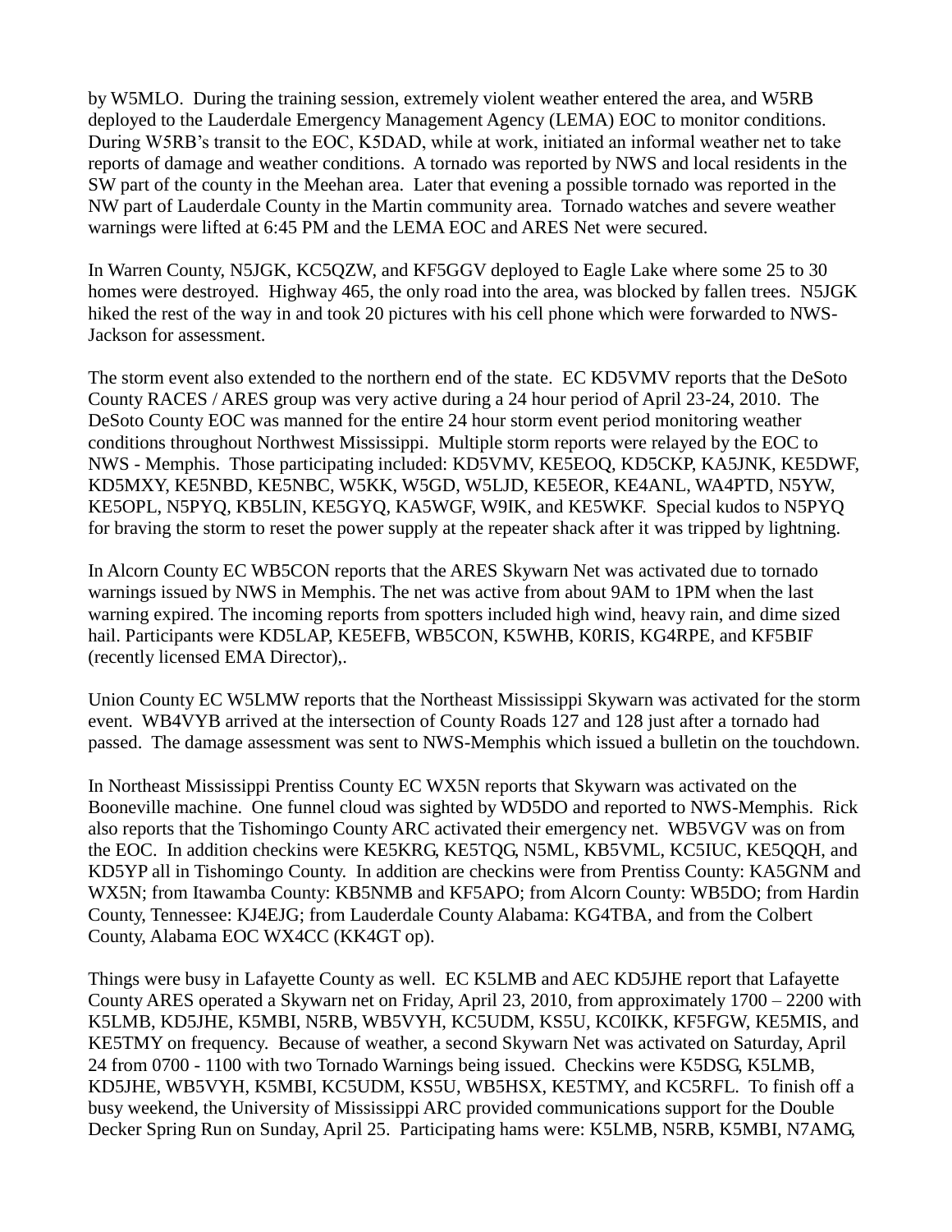by W5MLO. During the training session, extremely violent weather entered the area, and W5RB deployed to the Lauderdale Emergency Management Agency (LEMA) EOC to monitor conditions. During W5RB's transit to the EOC, K5DAD, while at work, initiated an informal weather net to take reports of damage and weather conditions. A tornado was reported by NWS and local residents in the SW part of the county in the Meehan area. Later that evening a possible tornado was reported in the NW part of Lauderdale County in the Martin community area. Tornado watches and severe weather warnings were lifted at 6:45 PM and the LEMA EOC and ARES Net were secured.

In Warren County, N5JGK, KC5QZW, and KF5GGV deployed to Eagle Lake where some 25 to 30 homes were destroyed. Highway 465, the only road into the area, was blocked by fallen trees. N5JGK hiked the rest of the way in and took 20 pictures with his cell phone which were forwarded to NWS-Jackson for assessment.

The storm event also extended to the northern end of the state. EC KD5VMV reports that the DeSoto County RACES / ARES group was very active during a 24 hour period of April 23-24, 2010. The DeSoto County EOC was manned for the entire 24 hour storm event period monitoring weather conditions throughout Northwest Mississippi. Multiple storm reports were relayed by the EOC to NWS - Memphis. Those participating included: KD5VMV, KE5EOQ, KD5CKP, KA5JNK, KE5DWF, KD5MXY, KE5NBD, KE5NBC, W5KK, W5GD, W5LJD, KE5EOR, KE4ANL, WA4PTD, N5YW, KE5OPL, N5PYQ, KB5LIN, KE5GYQ, KA5WGF, W9IK, and KE5WKF. Special kudos to N5PYQ for braving the storm to reset the power supply at the repeater shack after it was tripped by lightning.

In Alcorn County EC WB5CON reports that the ARES Skywarn Net was activated due to tornado warnings issued by NWS in Memphis. The net was active from about 9AM to 1PM when the last warning expired. The incoming reports from spotters included high wind, heavy rain, and dime sized hail. Participants were KD5LAP, KE5EFB, WB5CON, K5WHB, K0RIS, KG4RPE, and KF5BIF (recently licensed EMA Director),.

Union County EC W5LMW reports that the Northeast Mississippi Skywarn was activated for the storm event. WB4VYB arrived at the intersection of County Roads 127 and 128 just after a tornado had passed. The damage assessment was sent to NWS-Memphis which issued a bulletin on the touchdown.

In Northeast Mississippi Prentiss County EC WX5N reports that Skywarn was activated on the Booneville machine. One funnel cloud was sighted by WD5DO and reported to NWS-Memphis. Rick also reports that the Tishomingo County ARC activated their emergency net. WB5VGV was on from the EOC. In addition checkins were KE5KRG, KE5TQG, N5ML, KB5VML, KC5IUC, KE5QQH, and KD5YP all in Tishomingo County. In addition are checkins were from Prentiss County: KA5GNM and WX5N; from Itawamba County: KB5NMB and KF5APO; from Alcorn County: WB5DO; from Hardin County, Tennessee: KJ4EJG; from Lauderdale County Alabama: KG4TBA, and from the Colbert County, Alabama EOC WX4CC (KK4GT op).

Things were busy in Lafayette County as well. EC K5LMB and AEC KD5JHE report that Lafayette County ARES operated a Skywarn net on Friday, April 23, 2010, from approximately 1700 – 2200 with K5LMB, KD5JHE, K5MBI, N5RB, WB5VYH, KC5UDM, KS5U, KC0IKK, KF5FGW, KE5MIS, and KE5TMY on frequency. Because of weather, a second Skywarn Net was activated on Saturday, April 24 from 0700 - 1100 with two Tornado Warnings being issued. Checkins were K5DSG, K5LMB, KD5JHE, WB5VYH, K5MBI, KC5UDM, KS5U, WB5HSX, KE5TMY, and KC5RFL. To finish off a busy weekend, the University of Mississippi ARC provided communications support for the Double Decker Spring Run on Sunday, April 25. Participating hams were: K5LMB, N5RB, K5MBI, N7AMG,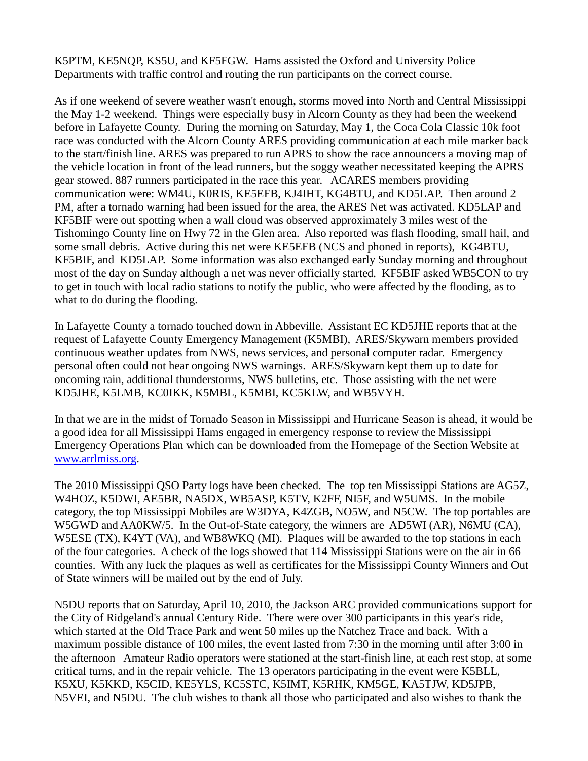K5PTM, KE5NQP, KS5U, and KF5FGW. Hams assisted the Oxford and University Police Departments with traffic control and routing the run participants on the correct course.

As if one weekend of severe weather wasn't enough, storms moved into North and Central Mississippi the May 1-2 weekend. Things were especially busy in Alcorn County as they had been the weekend before in Lafayette County. During the morning on Saturday, May 1, the Coca Cola Classic 10k foot race was conducted with the Alcorn County ARES providing communication at each mile marker back to the start/finish line. ARES was prepared to run APRS to show the race announcers a moving map of the vehicle location in front of the lead runners, but the soggy weather necessitated keeping the APRS gear stowed. 887 runners participated in the race this year. ACARES members providing communication were: WM4U, K0RIS, KE5EFB, KJ4IHT, KG4BTU, and KD5LAP. Then around 2 PM, after a tornado warning had been issued for the area, the ARES Net was activated. KD5LAP and KF5BIF were out spotting when a wall cloud was observed approximately 3 miles west of the Tishomingo County line on Hwy 72 in the Glen area. Also reported was flash flooding, small hail, and some small debris. Active during this net were KE5EFB (NCS and phoned in reports), KG4BTU, KF5BIF, and KD5LAP. Some information was also exchanged early Sunday morning and throughout most of the day on Sunday although a net was never officially started. KF5BIF asked WB5CON to try to get in touch with local radio stations to notify the public, who were affected by the flooding, as to what to do during the flooding.

In Lafayette County a tornado touched down in Abbeville. Assistant EC KD5JHE reports that at the request of Lafayette County Emergency Management (K5MBI), ARES/Skywarn members provided continuous weather updates from NWS, news services, and personal computer radar. Emergency personal often could not hear ongoing NWS warnings. ARES/Skywarn kept them up to date for oncoming rain, additional thunderstorms, NWS bulletins, etc. Those assisting with the net were KD5JHE, K5LMB, KC0IKK, K5MBL, K5MBI, KC5KLW, and WB5VYH.

In that we are in the midst of Tornado Season in Mississippi and Hurricane Season is ahead, it would be a good idea for all Mississippi Hams engaged in emergency response to review the Mississippi Emergency Operations Plan which can be downloaded from the Homepage of the Section Website at www.arrlmiss.org.

The 2010 Mississippi QSO Party logs have been checked. The top ten Mississippi Stations are AG5Z, W4HOZ, K5DWI, AE5BR, NA5DX, WB5ASP, K5TV, K2FF, NI5F, and W5UMS. In the mobile category, the top Mississippi Mobiles are W3DYA, K4ZGB, NO5W, and N5CW. The top portables are W5GWD and AA0KW/5. In the Out-of-State category, the winners are AD5WI (AR), N6MU (CA), W5ESE (TX), K4YT (VA), and WB8WKQ (MI). Plaques will be awarded to the top stations in each of the four categories. A check of the logs showed that 114 Mississippi Stations were on the air in 66 counties. With any luck the plaques as well as certificates for the Mississippi County Winners and Out of State winners will be mailed out by the end of July.

N5DU reports that on Saturday, April 10, 2010, the Jackson ARC provided communications support for the City of Ridgeland's annual Century Ride. There were over 300 participants in this year's ride, which started at the Old Trace Park and went 50 miles up the Natchez Trace and back. With a maximum possible distance of 100 miles, the event lasted from 7:30 in the morning until after 3:00 in the afternoon Amateur Radio operators were stationed at the start-finish line, at each rest stop, at some critical turns, and in the repair vehicle. The 13 operators participating in the event were K5BLL, K5XU, K5KKD, K5CID, KE5YLS, KC5STC, K5IMT, K5RHK, KM5GE, KA5TJW, KD5JPB, N5VEI, and N5DU. The club wishes to thank all those who participated and also wishes to thank the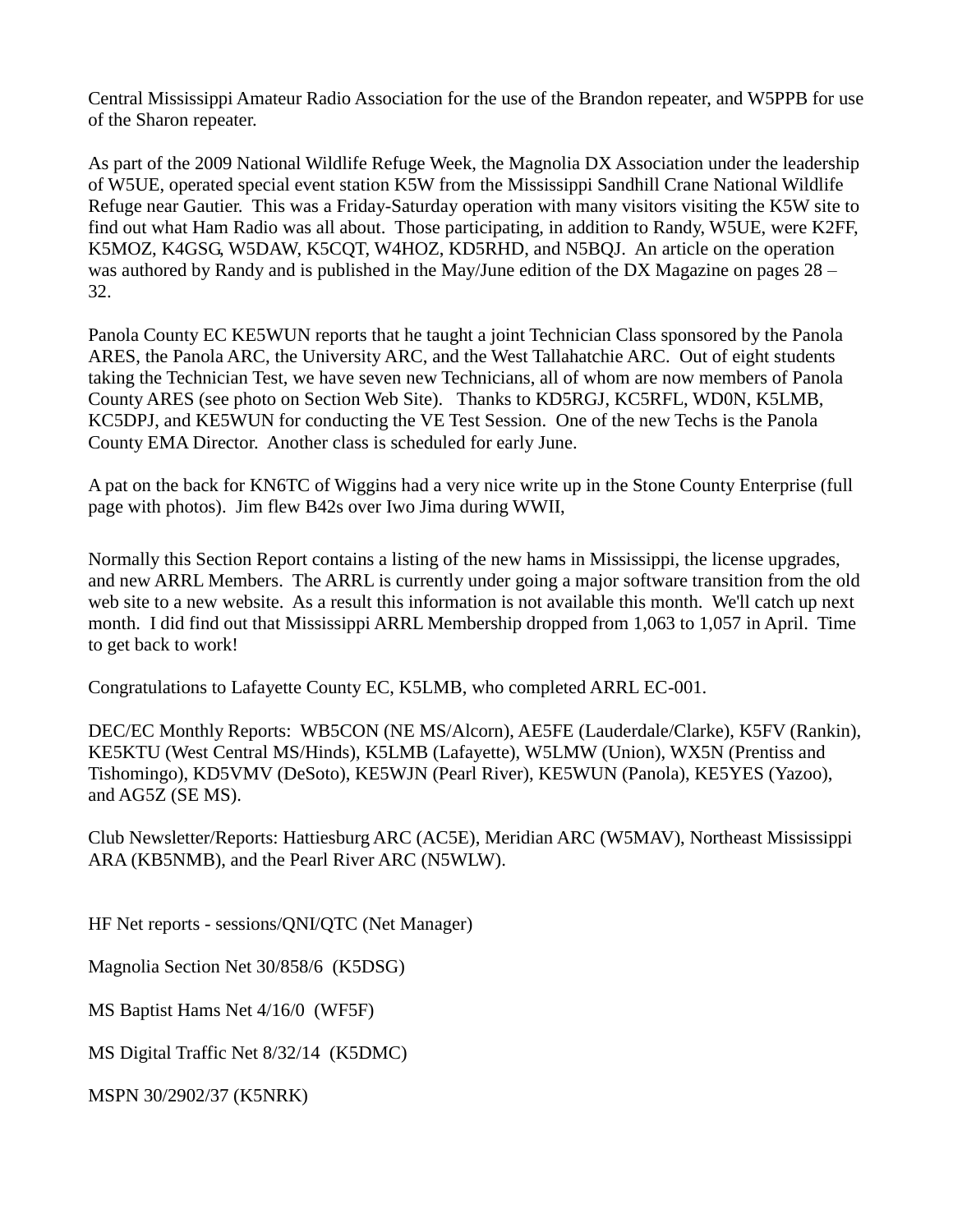Central Mississippi Amateur Radio Association for the use of the Brandon repeater, and W5PPB for use of the Sharon repeater.

As part of the 2009 National Wildlife Refuge Week, the Magnolia DX Association under the leadership of W5UE, operated special event station K5W from the Mississippi Sandhill Crane National Wildlife Refuge near Gautier. This was a Friday-Saturday operation with many visitors visiting the K5W site to find out what Ham Radio was all about. Those participating, in addition to Randy, W5UE, were K2FF, K5MOZ, K4GSG, W5DAW, K5CQT, W4HOZ, KD5RHD, and N5BQJ. An article on the operation was authored by Randy and is published in the May/June edition of the DX Magazine on pages 28 – 32.

Panola County EC KE5WUN reports that he taught a joint Technician Class sponsored by the Panola ARES, the Panola ARC, the University ARC, and the West Tallahatchie ARC. Out of eight students taking the Technician Test, we have seven new Technicians, all of whom are now members of Panola County ARES (see photo on Section Web Site). Thanks to KD5RGJ, KC5RFL, WD0N, K5LMB, KC5DPJ, and KE5WUN for conducting the VE Test Session. One of the new Techs is the Panola County EMA Director. Another class is scheduled for early June.

A pat on the back for KN6TC of Wiggins had a very nice write up in the Stone County Enterprise (full page with photos). Jim flew B42s over Iwo Jima during WWII,

Normally this Section Report contains a listing of the new hams in Mississippi, the license upgrades, and new ARRL Members. The ARRL is currently under going a major software transition from the old web site to a new website. As a result this information is not available this month. We'll catch up next month. I did find out that Mississippi ARRL Membership dropped from 1,063 to 1,057 in April. Time to get back to work!

Congratulations to Lafayette County EC, K5LMB, who completed ARRL EC-001.

DEC/EC Monthly Reports: WB5CON (NE MS/Alcorn), AE5FE (Lauderdale/Clarke), K5FV (Rankin), KE5KTU (West Central MS/Hinds), K5LMB (Lafayette), W5LMW (Union), WX5N (Prentiss and Tishomingo), KD5VMV (DeSoto), KE5WJN (Pearl River), KE5WUN (Panola), KE5YES (Yazoo), and AG5Z (SE MS).

Club Newsletter/Reports: Hattiesburg ARC (AC5E), Meridian ARC (W5MAV), Northeast Mississippi ARA (KB5NMB), and the Pearl River ARC (N5WLW).

HF Net reports - sessions/QNI/QTC (Net Manager)

Magnolia Section Net 30/858/6 (K5DSG)

MS Baptist Hams Net 4/16/0 (WF5F)

MS Digital Traffic Net 8/32/14 (K5DMC)

MSPN 30/2902/37 (K5NRK)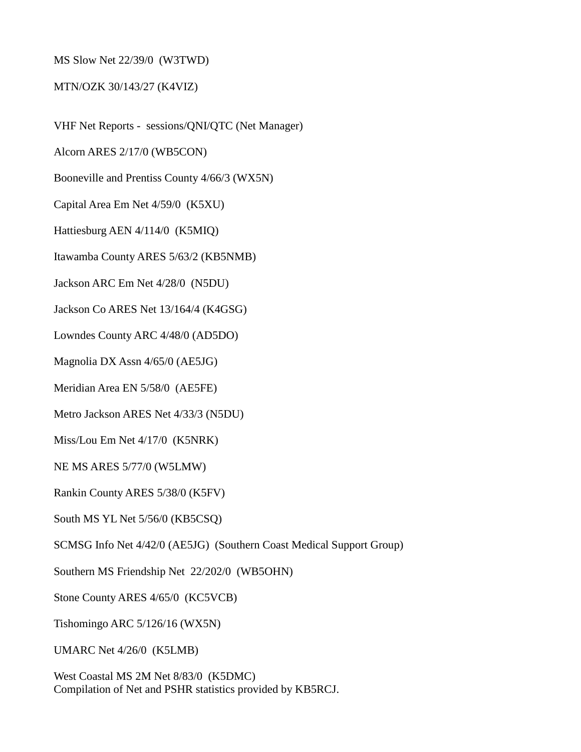MS Slow Net 22/39/0  (W3TWD)

MTN/OZK 30/143/27 (K4VIZ)

VHF Net Reports -  sessions/QNI/QTC (Net Manager)

Alcorn ARES 2/17/0 (WB5CON)

Booneville and Prentiss County 4/66/3 (WX5N)

Capital Area Em Net 4/59/0  (K5XU)

Hattiesburg AEN 4/114/0  (K5MIQ)

Itawamba County ARES 5/63/2 (KB5NMB)

Jackson ARC Em Net 4/28/0  (N5DU)

Jackson Co ARES Net 13/164/4 (K4GSG)

Lowndes County ARC 4/48/0 (AD5DO)

Magnolia DX Assn 4/65/0 (AE5JG)

Meridian Area EN 5/58/0  (AE5FE)

Metro Jackson ARES Net 4/33/3 (N5DU)

Miss/Lou Em Net 4/17/0  (K5NRK)

NE MS ARES 5/77/0 (W5LMW)

Rankin County ARES 5/38/0 (K5FV)

South MS YL Net 5/56/0 (KB5CSQ)

SCMSG Info Net 4/42/0 (AE5JG)  (Southern Coast Medical Support Group)

Southern MS Friendship Net  22/202/0  (WB5OHN)

Stone County ARES 4/65/0  (KC5VCB)

Tishomingo ARC 5/126/16 (WX5N)

UMARC Net 4/26/0  (K5LMB)

West Coastal MS 2M Net 8/83/0  (K5DMC)

Compilation of Net and PSHR statistics provided by KB5RCJ.